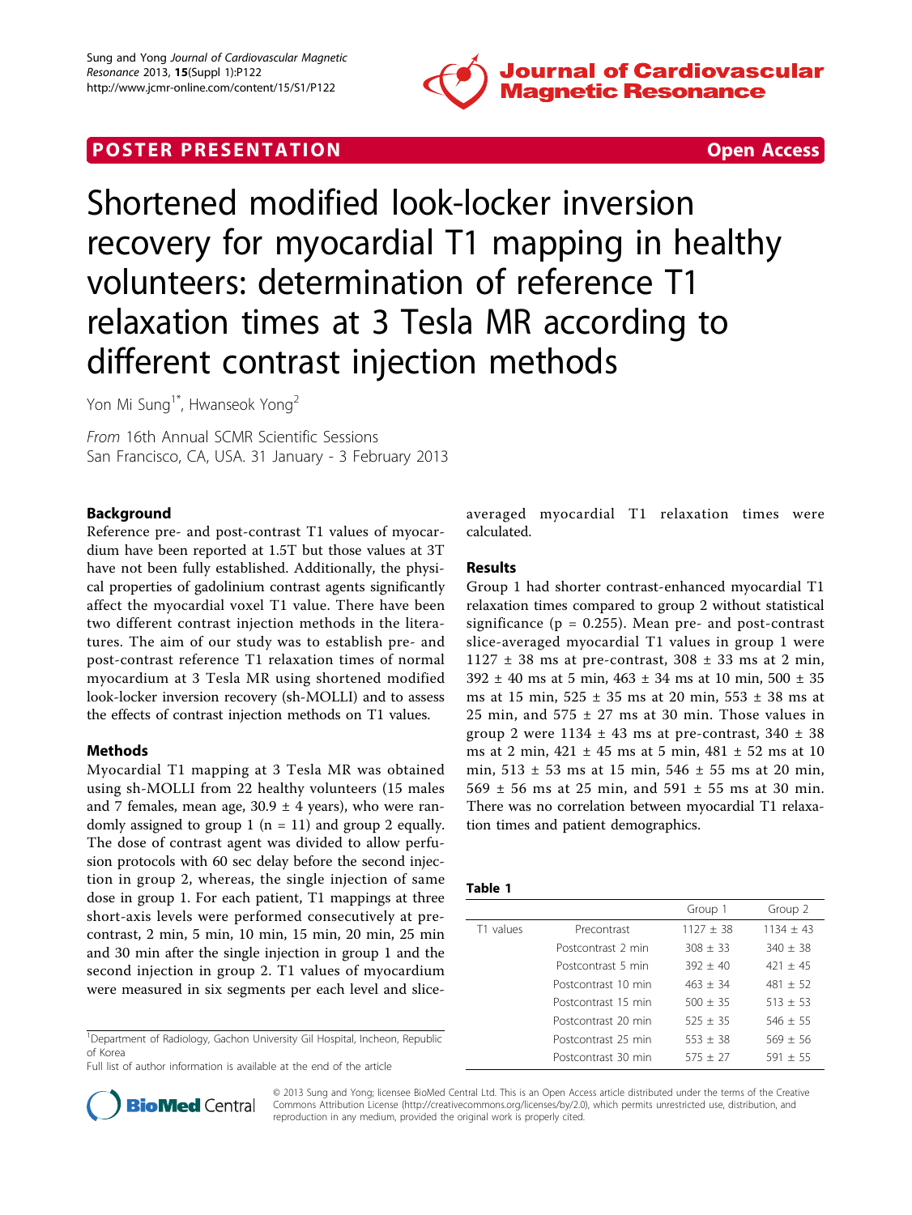POSTER PRESENTATION Open Access

# Shortened modified look-locker inversion recovery for myocardial T1 mapping in healthy volunteers: determination of reference T1 relaxation times at 3 Tesla MR according to different contrast injection methods

Yon Mi Sung[1*], Hwanseok Yong[2]

*From* 16th Annual SCMR Scientific Sessions
San Francisco, CA, USA. 31 January - 3 February 2013

## Background

Reference pre- and post-contrast T1 values of myocardium have been reported at 1.5T but those values at 3T have not been fully established. Additionally, the physical properties of gadolinium contrast agents significantly affect the myocardial voxel T1 value. There have been two different contrast injection methods in the literatures. The aim of our study was to establish pre- and post-contrast reference T1 relaxation times of normal myocardium at 3 Tesla MR using shortened modified look-locker inversion recovery (sh-MOLLI) and to assess the effects of contrast injection methods on T1 values.

## Methods

Myocardial T1 mapping at 3 Tesla MR was obtained using sh-MOLLI from 22 healthy volunteers (15 males and 7 females, mean age, 30.9 ± 4 years), who were randomly assigned to group 1 (n = 11) and group 2 equally. The dose of contrast agent was divided to allow perfusion protocols with 60 sec delay before the second injection in group 2, whereas, the single injection of same dose in group 1. For each patient, T1 mappings at three short-axis levels were performed consecutively at pre-contrast, 2 min, 5 min, 10 min, 15 min, 20 min, 25 min and 30 min after the single injection in group 1 and the second injection in group 2. T1 values of myocardium were measured in six segments per each level and slice-averaged myocardial T1 relaxation times were calculated.

## Results

Group 1 had shorter contrast-enhanced myocardial T1 relaxation times compared to group 2 without statistical significance (p = 0.255). Mean pre- and post-contrast slice-averaged myocardial T1 values in group 1 were 1127 ± 38 ms at pre-contrast, 308 ± 33 ms at 2 min, 392 ± 40 ms at 5 min, 463 ± 34 ms at 10 min, 500 ± 35 ms at 15 min, 525 ± 35 ms at 20 min, 553 ± 38 ms at 25 min, and 575 ± 27 ms at 30 min. Those values in group 2 were 1134 ± 43 ms at pre-contrast, 340 ± 38 ms at 2 min, 421 ± 45 ms at 5 min, 481 ± 52 ms at 10 min, 513 ± 53 ms at 15 min, 546 ± 55 ms at 20 min, 569 ± 56 ms at 25 min, and 591 ± 55 ms at 30 min. There was no correlation between myocardial T1 relaxation times and patient demographics.

**Table 1**

| | | Group 1 | Group 2 |
|---|---|---|---|
| T1 values | Precontrast | 1127 ± 38 | 1134 ± 43 |
| | Postcontrast 2 min | 308 ± 33 | 340 ± 38 |
| | Postcontrast 5 min | 392 ± 40 | 421 ± 45 |
| | Postcontrast 10 min | 463 ± 34 | 481 ± 52 |
| | Postcontrast 15 min | 500 ± 35 | 513 ± 53 |
| | Postcontrast 20 min | 525 ± 35 | 546 ± 55 |
| | Postcontrast 25 min | 553 ± 38 | 569 ± 56 |
| | Postcontrast 30 min | 575 ± 27 | 591 ± 55 |

[1]Department of Radiology, Gachon University Gil Hospital, Incheon, Republic of Korea
Full list of author information is available at the end of the article

© 2013 Sung and Yong; licensee BioMed Central Ltd. This is an Open Access article distributed under the terms of the Creative Commons Attribution License (http://creativecommons.org/licenses/by/2.0), which permits unrestricted use, distribution, and reproduction in any medium, provided the original work is properly cited.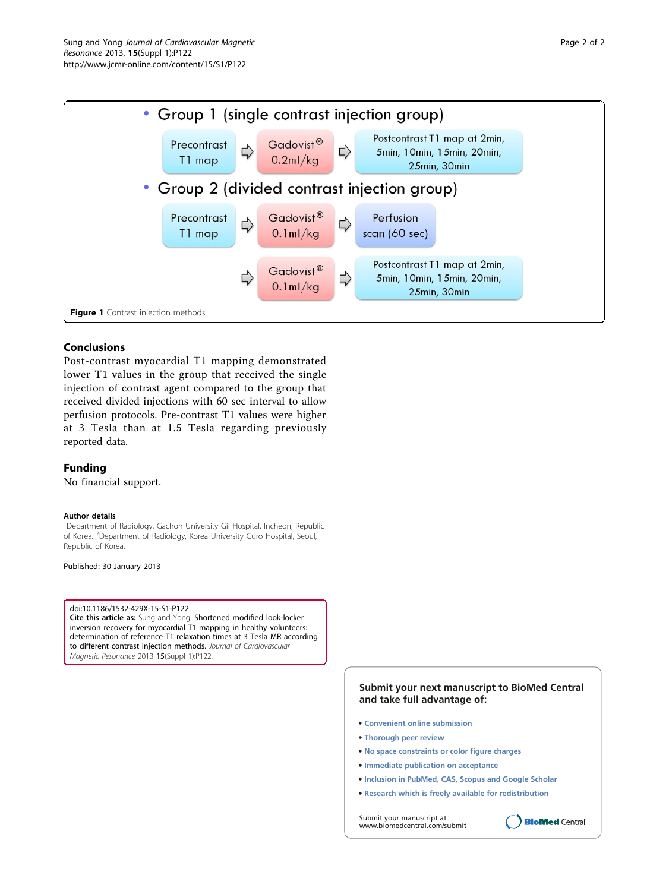Group 1 (single contrast injection group)

Precontrast T1 map → Gadovist® 0.2ml/kg → Postcontrast T1 map at 2min, 5min, 10min, 15min, 20min, 25min, 30min

Group 2 (divided contrast injection group)

Precontrast T1 map → Gadovist® 0.1ml/kg → Perfusion scan (60 sec)

→ Gadovist® 0.1ml/kg → Postcontrast T1 map at 2min, 5min, 10min, 15min, 20min, 25min, 30min

**Figure 1** Contrast injection methods

## Conclusions

Post-contrast myocardial T1 mapping demonstrated lower T1 values in the group that received the single injection of contrast agent compared to the group that received divided injections with 60 sec interval to allow perfusion protocols. Pre-contrast T1 values were higher at 3 Tesla than at 1.5 Tesla regarding previously reported data.

## Funding

No financial support.

#### Author details

[1]Department of Radiology, Gachon University Gil Hospital, Incheon, Republic of Korea. [2]Department of Radiology, Korea University Guro Hospital, Seoul, Republic of Korea.

Published: 30 January 2013

doi:10.1186/1532-429X-15-S1-P122

**Cite this article as:** Sung and Yong: Shortened modified look-locker inversion recovery for myocardial T1 mapping in healthy volunteers: determination of reference T1 relaxation times at 3 Tesla MR according to different contrast injection methods. *Journal of Cardiovascular Magnetic Resonance* 2013 **15**(Suppl 1):P122.

**Submit your next manuscript to BioMed Central and take full advantage of:**

- Convenient online submission
- Thorough peer review
- No space constraints or color figure charges
- Immediate publication on acceptance
- Inclusion in PubMed, CAS, Scopus and Google Scholar
- Research which is freely available for redistribution

Submit your manuscript at www.biomedcentral.com/submit

BioMed Central